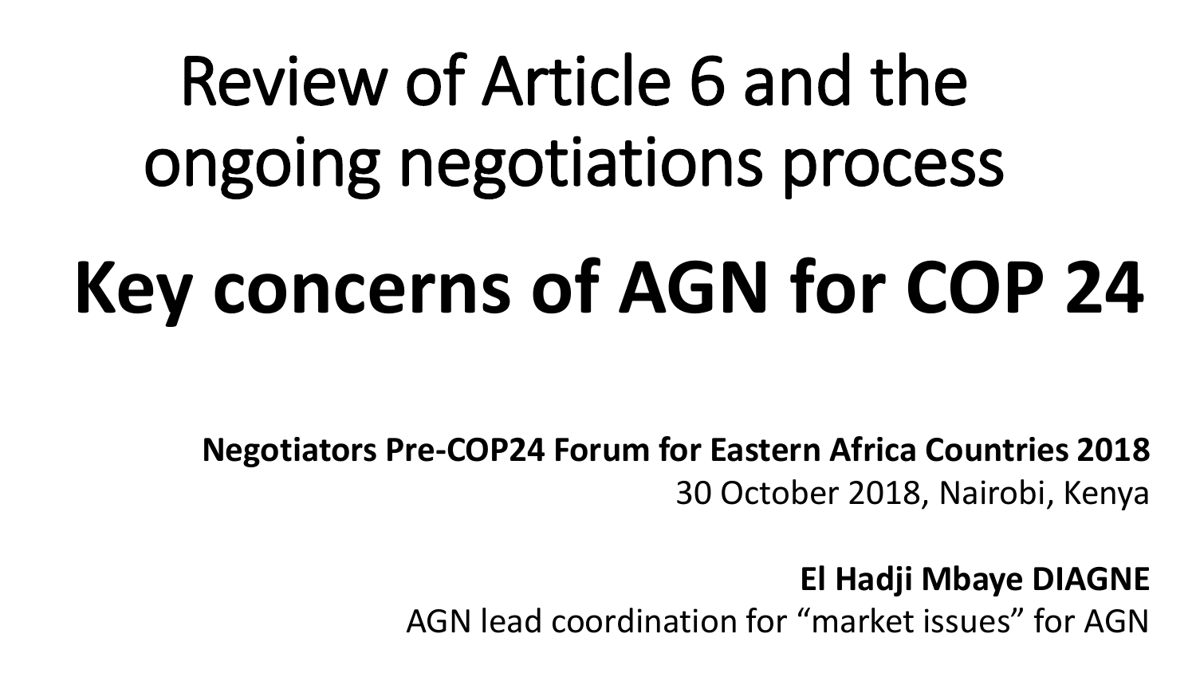# Review of Article 6 and the ongoing negotiations process

# Key concerns of AGN for COP 24

**Negotiators Pre-COP24 Forum for Eastern Africa Countries 2018**
30 October 2018, Nairobi, Kenya

**El Hadji Mbaye DIAGNE**
AGN lead coordination for "market issues" for AGN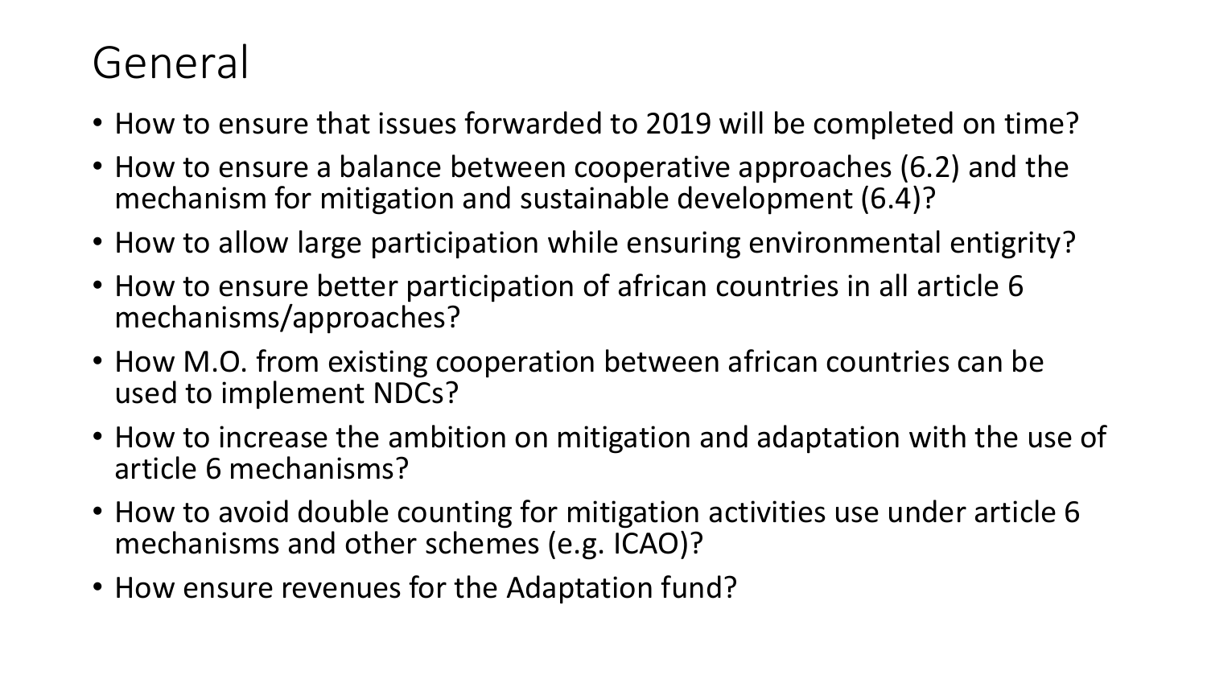# General

- How to ensure that issues forwarded to 2019 will be completed on time?
- How to ensure a balance between cooperative approaches (6.2) and the mechanism for mitigation and sustainable development (6.4)?
- How to allow large participation while ensuring environmental entigrity?
- How to ensure better participation of african countries in all article 6 mechanisms/approaches?
- How M.O. from existing cooperation between african countries can be used to implement NDCs?
- How to increase the ambition on mitigation and adaptation with the use of article 6 mechanisms?
- How to avoid double counting for mitigation activities use under article 6 mechanisms and other schemes (e.g. ICAO)?
- How ensure revenues for the Adaptation fund?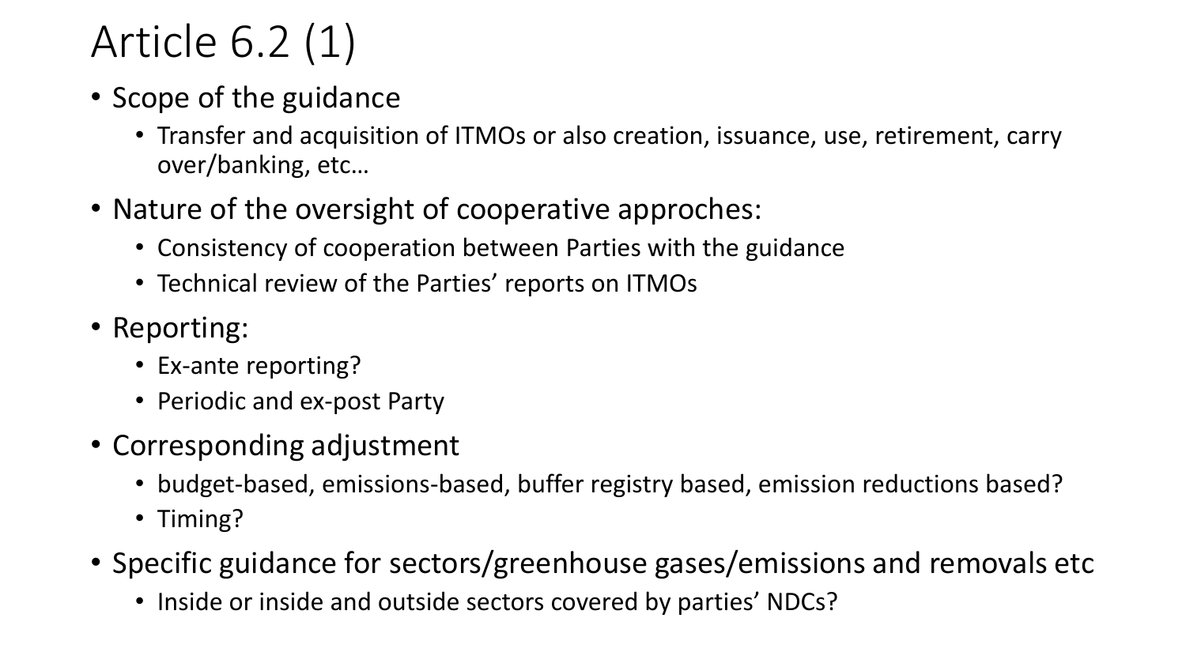# Article 6.2 (1)

- Scope of the guidance
  - Transfer and acquisition of ITMOs or also creation, issuance, use, retirement, carry over/banking, etc…
- Nature of the oversight of cooperative approches:
  - Consistency of cooperation between Parties with the guidance
  - Technical review of the Parties' reports on ITMOs
- Reporting:
  - Ex-ante reporting?
  - Periodic and ex-post Party
- Corresponding adjustment
  - budget-based, emissions-based, buffer registry based, emission reductions based?
  - Timing?
- Specific guidance for sectors/greenhouse gases/emissions and removals etc
  - Inside or inside and outside sectors covered by parties' NDCs?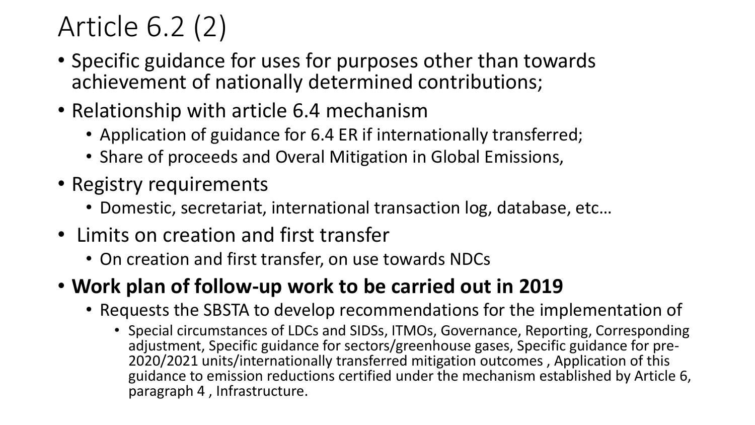# Article 6.2 (2)

- Specific guidance for uses for purposes other than towards achievement of nationally determined contributions;
- Relationship with article 6.4 mechanism
  - Application of guidance for 6.4 ER if internationally transferred;
  - Share of proceeds and Overal Mitigation in Global Emissions,
- Registry requirements
  - Domestic, secretariat, international transaction log, database, etc…
- Limits on creation and first transfer
  - On creation and first transfer, on use towards NDCs
- **Work plan of follow-up work to be carried out in 2019**
  - Requests the SBSTA to develop recommendations for the implementation of
    - Special circumstances of LDCs and SIDSs, ITMOs, Governance, Reporting, Corresponding adjustment, Specific guidance for sectors/greenhouse gases, Specific guidance for pre-2020/2021 units/internationally transferred mitigation outcomes , Application of this guidance to emission reductions certified under the mechanism established by Article 6, paragraph 4 , Infrastructure.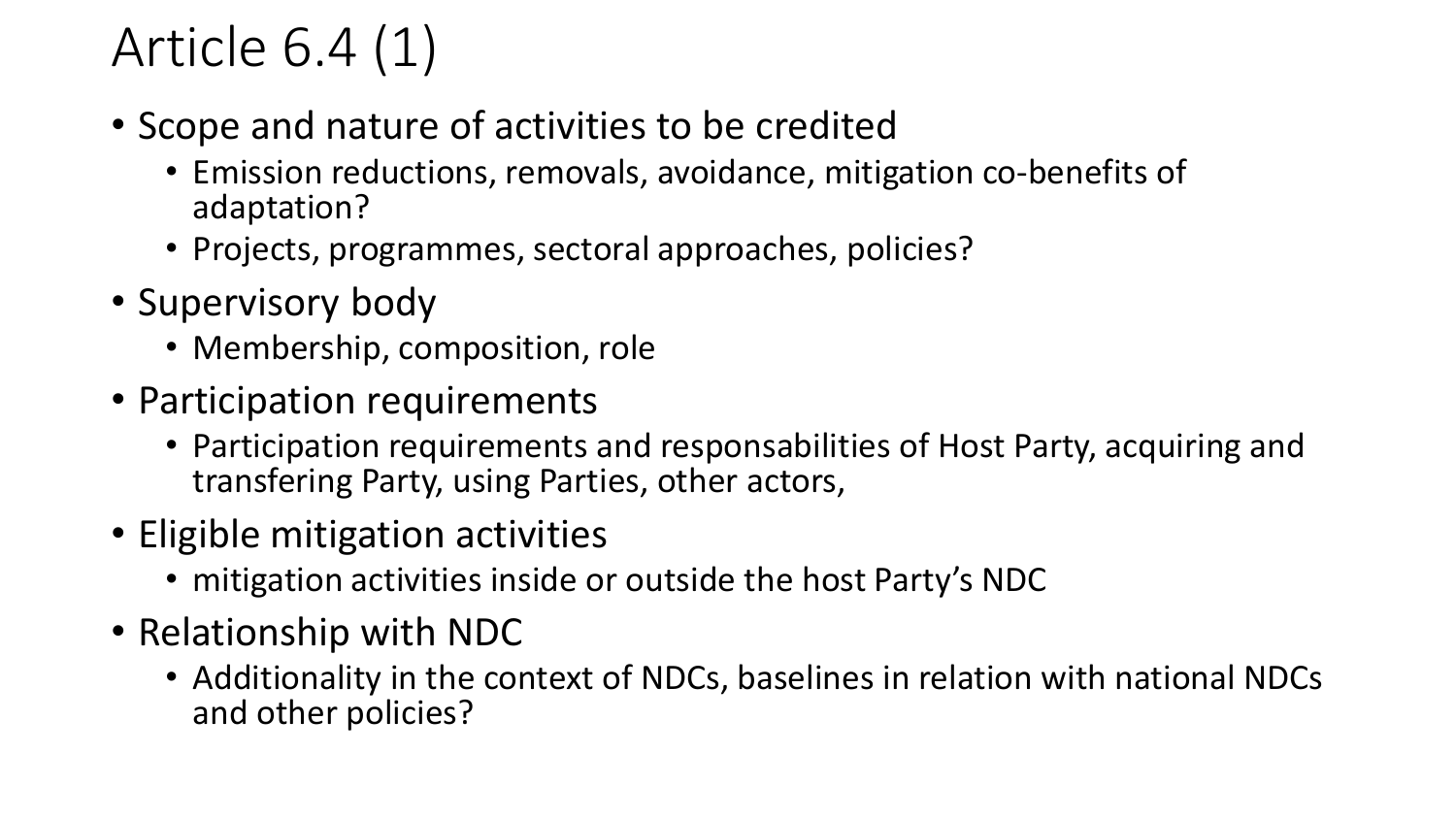# Article 6.4 (1)

- Scope and nature of activities to be credited
  - Emission reductions, removals, avoidance, mitigation co-benefits of adaptation?
  - Projects, programmes, sectoral approaches, policies?
- Supervisory body
  - Membership, composition, role
- Participation requirements
  - Participation requirements and responsabilities of Host Party, acquiring and transfering Party, using Parties, other actors,
- Eligible mitigation activities
  - mitigation activities inside or outside the host Party's NDC
- Relationship with NDC
  - Additionality in the context of NDCs, baselines in relation with national NDCs and other policies?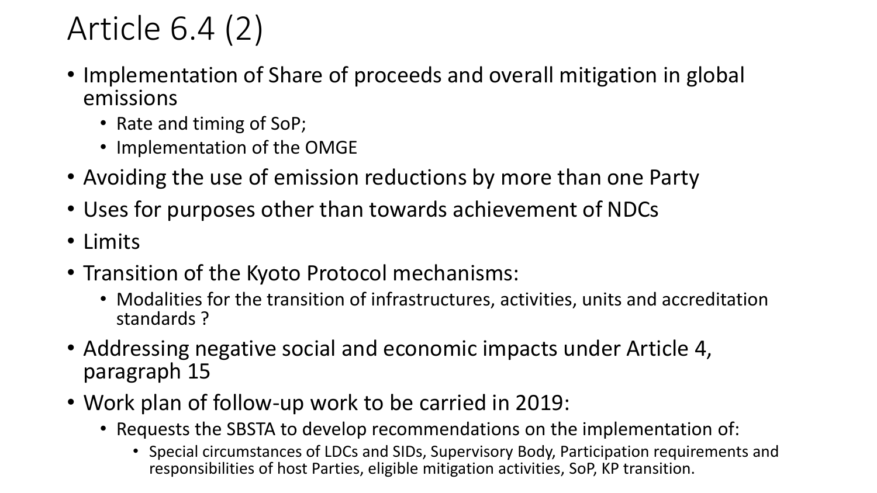# Article 6.4 (2)

- Implementation of Share of proceeds and overall mitigation in global emissions
  - Rate and timing of SoP;
  - Implementation of the OMGE
- Avoiding the use of emission reductions by more than one Party
- Uses for purposes other than towards achievement of NDCs
- Limits
- Transition of the Kyoto Protocol mechanisms:
  - Modalities for the transition of infrastructures, activities, units and accreditation standards ?
- Addressing negative social and economic impacts under Article 4, paragraph 15
- Work plan of follow-up work to be carried in 2019:
  - Requests the SBSTA to develop recommendations on the implementation of:
    - Special circumstances of LDCs and SIDs, Supervisory Body, Participation requirements and responsibilities of host Parties, eligible mitigation activities, SoP, KP transition.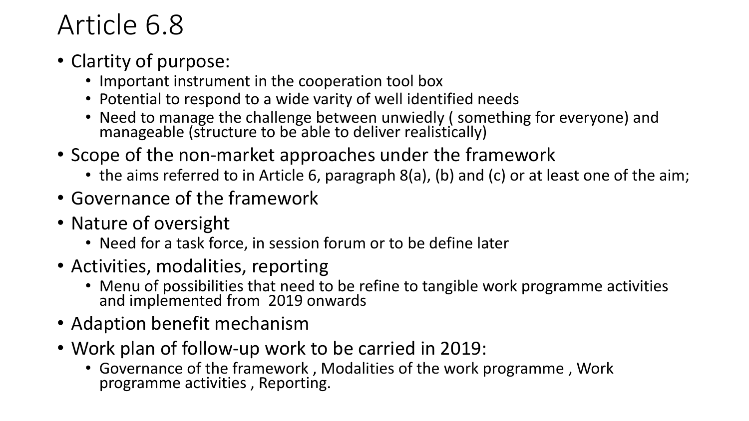# Article 6.8

- Clartity of purpose:
  - Important instrument in the cooperation tool box
  - Potential to respond to a wide varity of well identified needs
  - Need to manage the challenge between unwiedly ( something for everyone) and manageable (structure to be able to deliver realistically)
- Scope of the non-market approaches under the framework
  - the aims referred to in Article 6, paragraph 8(a), (b) and (c) or at least one of the aim;
- Governance of the framework
- Nature of oversight
  - Need for a task force, in session forum or to be define later
- Activities, modalities, reporting
  - Menu of possibilities that need to be refine to tangible work programme activities and implemented from 2019 onwards
- Adaption benefit mechanism
- Work plan of follow-up work to be carried in 2019:
  - Governance of the framework , Modalities of the work programme , Work programme activities , Reporting.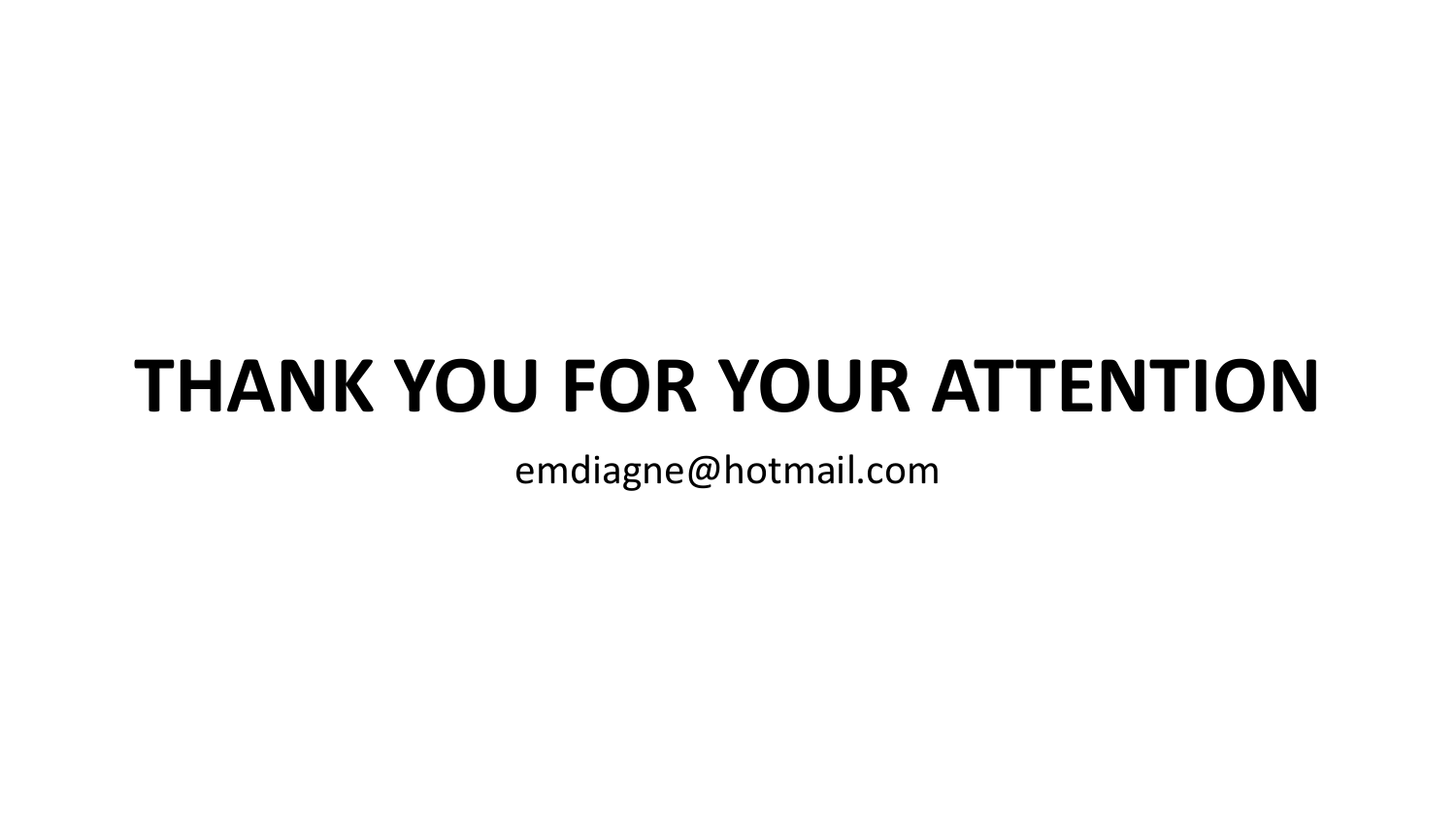# THANK YOU FOR YOUR ATTENTION

emdiagne@hotmail.com